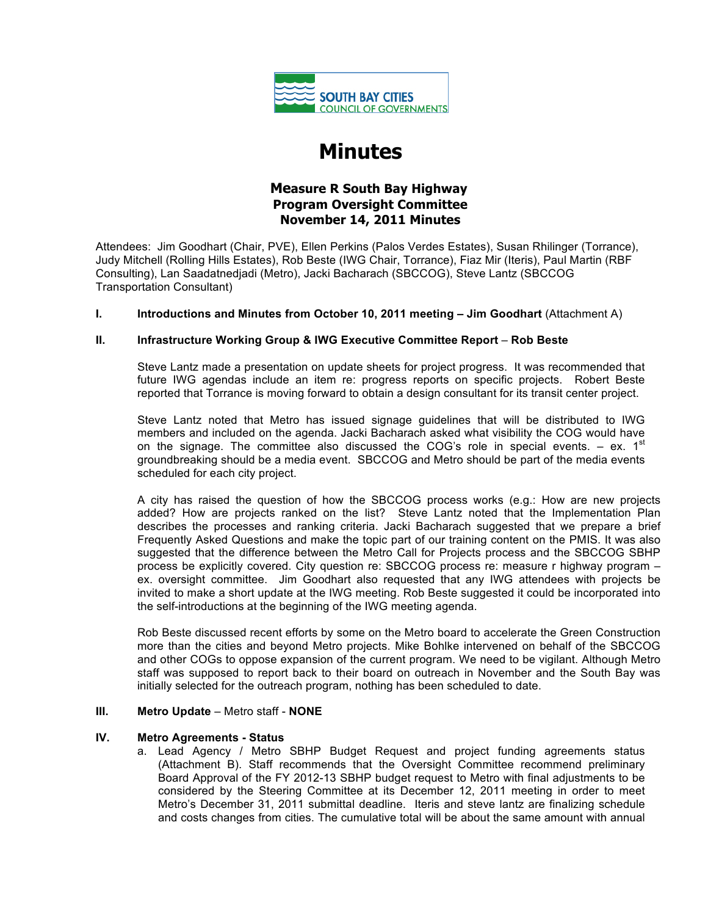SOUTH BAY CITIES
COUNCIL OF GOVERNMENTS

# Minutes

## Measure R South Bay Highway Program Oversight Committee November 14, 2011 Minutes

Attendees: Jim Goodhart (Chair, PVE), Ellen Perkins (Palos Verdes Estates), Susan Rhilinger (Torrance), Judy Mitchell (Rolling Hills Estates), Rob Beste (IWG Chair, Torrance), Fiaz Mir (Iteris), Paul Martin (RBF Consulting), Lan Saadatnedjadi (Metro), Jacki Bacharach (SBCCOG), Steve Lantz (SBCCOG Transportation Consultant)

**I. Introductions and Minutes from October 10, 2011 meeting – Jim Goodhart** (Attachment A)

**II. Infrastructure Working Group & IWG Executive Committee Report – Rob Beste**

Steve Lantz made a presentation on update sheets for project progress. It was recommended that future IWG agendas include an item re: progress reports on specific projects. Robert Beste reported that Torrance is moving forward to obtain a design consultant for its transit center project.

Steve Lantz noted that Metro has issued signage guidelines that will be distributed to IWG members and included on the agenda. Jacki Bacharach asked what visibility the COG would have on the signage. The committee also discussed the COG's role in special events. – ex. 1st groundbreaking should be a media event. SBCCOG and Metro should be part of the media events scheduled for each city project.

A city has raised the question of how the SBCCOG process works (e.g.: How are new projects added? How are projects ranked on the list? Steve Lantz noted that the Implementation Plan describes the processes and ranking criteria. Jacki Bacharach suggested that we prepare a brief Frequently Asked Questions and make the topic part of our training content on the PMIS. It was also suggested that the difference between the Metro Call for Projects process and the SBCCOG SBHP process be explicitly covered. City question re: SBCCOG process re: measure r highway program – ex. oversight committee. Jim Goodhart also requested that any IWG attendees with projects be invited to make a short update at the IWG meeting. Rob Beste suggested it could be incorporated into the self-introductions at the beginning of the IWG meeting agenda.

Rob Beste discussed recent efforts by some on the Metro board to accelerate the Green Construction more than the cities and beyond Metro projects. Mike Bohlke intervened on behalf of the SBCCOG and other COGs to oppose expansion of the current program. We need to be vigilant. Although Metro staff was supposed to report back to their board on outreach in November and the South Bay was initially selected for the outreach program, nothing has been scheduled to date.

**III. Metro Update** – Metro staff - **NONE**

**IV. Metro Agreements - Status**

a. Lead Agency / Metro SBHP Budget Request and project funding agreements status (Attachment B). Staff recommends that the Oversight Committee recommend preliminary Board Approval of the FY 2012-13 SBHP budget request to Metro with final adjustments to be considered by the Steering Committee at its December 12, 2011 meeting in order to meet Metro's December 31, 2011 submittal deadline. Iteris and steve lantz are finalizing schedule and costs changes from cities. The cumulative total will be about the same amount with annual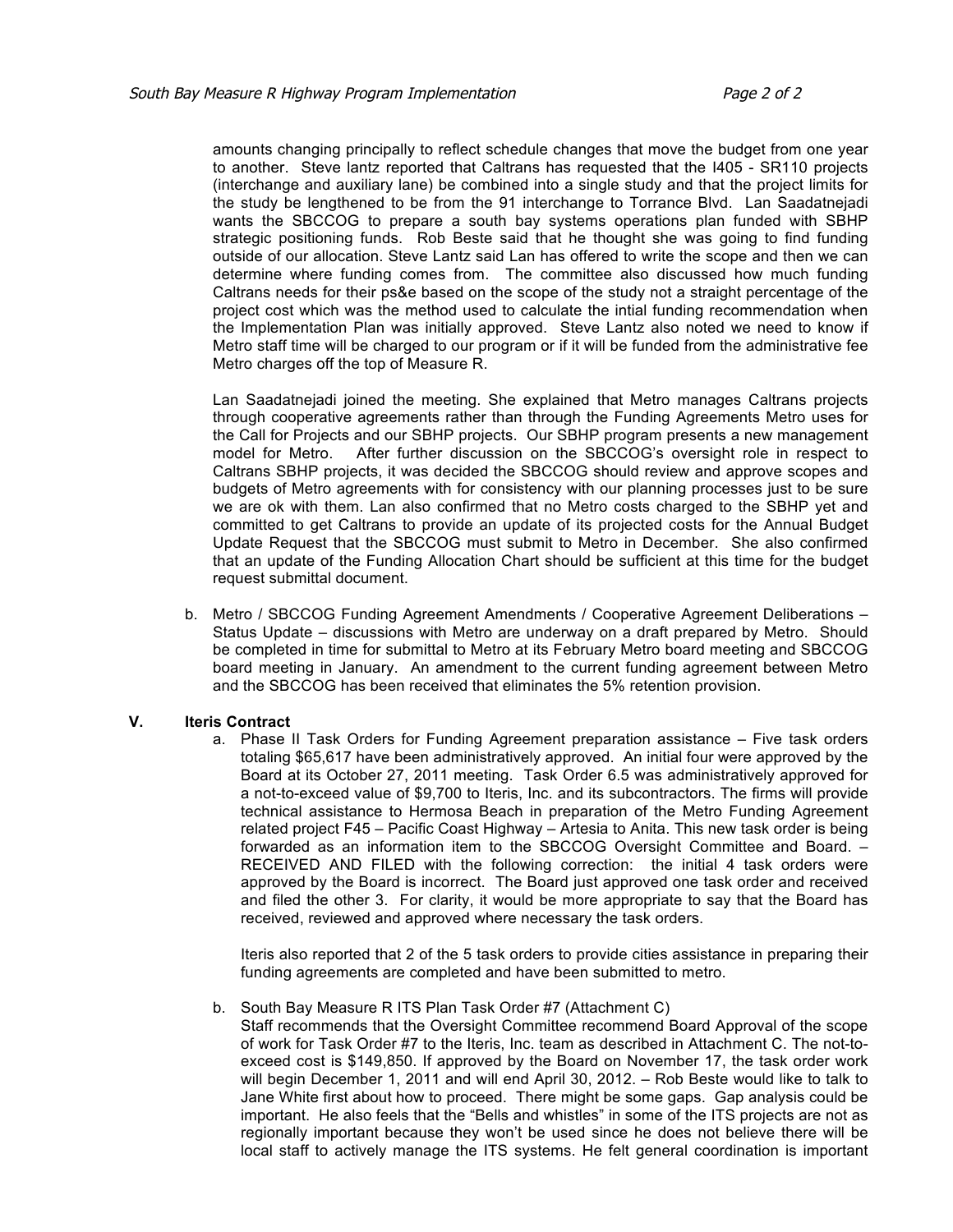amounts changing principally to reflect schedule changes that move the budget from one year to another. Steve lantz reported that Caltrans has requested that the I405 - SR110 projects (interchange and auxiliary lane) be combined into a single study and that the project limits for the study be lengthened to be from the 91 interchange to Torrance Blvd. Lan Saadatnejadi wants the SBCCOG to prepare a south bay systems operations plan funded with SBHP strategic positioning funds. Rob Beste said that he thought she was going to find funding outside of our allocation. Steve Lantz said Lan has offered to write the scope and then we can determine where funding comes from. The committee also discussed how much funding Caltrans needs for their ps&e based on the scope of the study not a straight percentage of the project cost which was the method used to calculate the intial funding recommendation when the Implementation Plan was initially approved. Steve Lantz also noted we need to know if Metro staff time will be charged to our program or if it will be funded from the administrative fee Metro charges off the top of Measure R.

Lan Saadatnejadi joined the meeting. She explained that Metro manages Caltrans projects through cooperative agreements rather than through the Funding Agreements Metro uses for the Call for Projects and our SBHP projects. Our SBHP program presents a new management model for Metro. After further discussion on the SBCCOG's oversight role in respect to Caltrans SBHP projects, it was decided the SBCCOG should review and approve scopes and budgets of Metro agreements with for consistency with our planning processes just to be sure we are ok with them. Lan also confirmed that no Metro costs charged to the SBHP yet and committed to get Caltrans to provide an update of its projected costs for the Annual Budget Update Request that the SBCCOG must submit to Metro in December. She also confirmed that an update of the Funding Allocation Chart should be sufficient at this time for the budget request submittal document.

b. Metro / SBCCOG Funding Agreement Amendments / Cooperative Agreement Deliberations – Status Update – discussions with Metro are underway on a draft prepared by Metro. Should be completed in time for submittal to Metro at its February Metro board meeting and SBCCOG board meeting in January. An amendment to the current funding agreement between Metro and the SBCCOG has been received that eliminates the 5% retention provision.

## V. Iteris Contract

a. Phase II Task Orders for Funding Agreement preparation assistance – Five task orders totaling $65,617 have been administratively approved. An initial four were approved by the Board at its October 27, 2011 meeting. Task Order 6.5 was administratively approved for a not-to-exceed value of $9,700 to Iteris, Inc. and its subcontractors. The firms will provide technical assistance to Hermosa Beach in preparation of the Metro Funding Agreement related project F45 – Pacific Coast Highway – Artesia to Anita. This new task order is being forwarded as an information item to the SBCCOG Oversight Committee and Board. – RECEIVED AND FILED with the following correction: the initial 4 task orders were approved by the Board is incorrect. The Board just approved one task order and received and filed the other 3. For clarity, it would be more appropriate to say that the Board has received, reviewed and approved where necessary the task orders.

   Iteris also reported that 2 of the 5 task orders to provide cities assistance in preparing their funding agreements are completed and have been submitted to metro.

b. South Bay Measure R ITS Plan Task Order #7 (Attachment C)
   Staff recommends that the Oversight Committee recommend Board Approval of the scope of work for Task Order #7 to the Iteris, Inc. team as described in Attachment C. The not-to-exceed cost is $149,850. If approved by the Board on November 17, the task order work will begin December 1, 2011 and will end April 30, 2012. – Rob Beste would like to talk to Jane White first about how to proceed. There might be some gaps. Gap analysis could be important. He also feels that the "Bells and whistles" in some of the ITS projects are not as regionally important because they won't be used since he does not believe there will be local staff to actively manage the ITS systems. He felt general coordination is important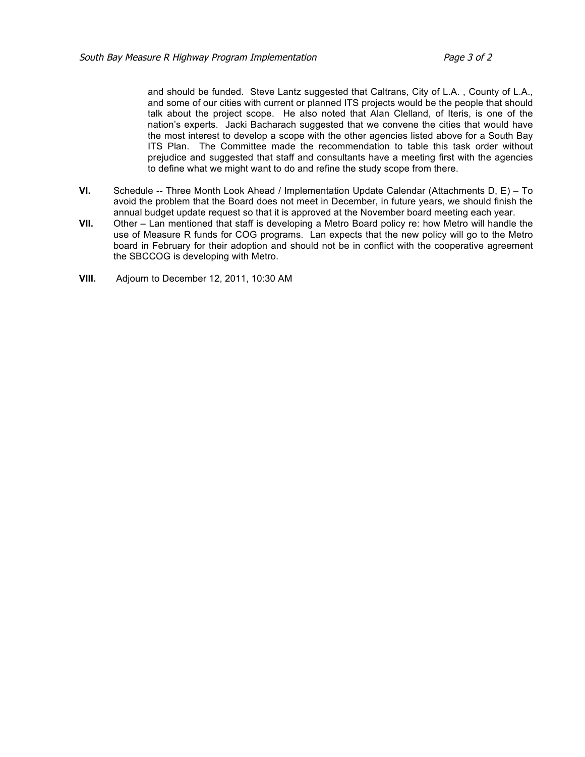and should be funded. Steve Lantz suggested that Caltrans, City of L.A. , County of L.A., and some of our cities with current or planned ITS projects would be the people that should talk about the project scope. He also noted that Alan Clelland, of Iteris, is one of the nation's experts. Jacki Bacharach suggested that we convene the cities that would have the most interest to develop a scope with the other agencies listed above for a South Bay ITS Plan. The Committee made the recommendation to table this task order without prejudice and suggested that staff and consultants have a meeting first with the agencies to define what we might want to do and refine the study scope from there.

**VI.** Schedule -- Three Month Look Ahead / Implementation Update Calendar (Attachments D, E) – To avoid the problem that the Board does not meet in December, in future years, we should finish the annual budget update request so that it is approved at the November board meeting each year.

**VII.** Other – Lan mentioned that staff is developing a Metro Board policy re: how Metro will handle the use of Measure R funds for COG programs. Lan expects that the new policy will go to the Metro board in February for their adoption and should not be in conflict with the cooperative agreement the SBCCOG is developing with Metro.

**VIII.** Adjourn to December 12, 2011, 10:30 AM